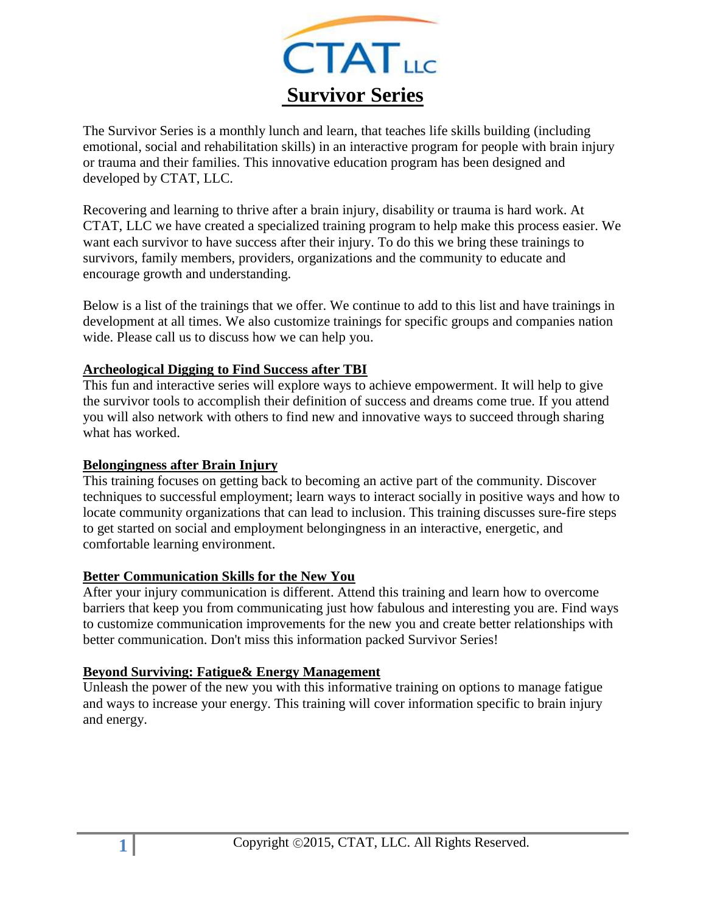# Survivor Series

The Survivor Series is a monthly lunch and learn, that teaches life skills building (including emotional, social and rehabilitation skills) in an interactive program for people with brain injury or trauma and their families. This innovative education program has been designed and developed by CTAT, LLC.

Recovering and learning to thrive after a brain injury, disability or trauma is hard work. At CTAT, LLC we have created a specialized training program to help make this process easier. We want each survivor to have success after their injury. To do this we bring these trainings to survivors, family members, providers, organizations and the community to educate and encourage growth and understanding.

Below is a list of the trainings that we offer. We continue to add to this list and have trainings in development at all times. We also customize trainings for specific groups and companies nation wide. Please call us to discuss how we can help you.

## Archeological Digging to Find Success after TBI

This fun and interactive series will explore ways to achieve empowerment. It will help to give the survivor tools to accomplish their definition of success and dreams come true. If you attend you will also network with others to find new and innovative ways to succeed through sharing what has worked.

## Belongingness after Brain Injury

This training focuses on getting back to becoming an active part of the community. Discover techniques to successful employment; learn ways to interact socially in positive ways and how to locate community organizations that can lead to inclusion. This training discusses sure-fire steps to get started on social and employment belongingness in an interactive, energetic, and comfortable learning environment.

## Better Communication Skills for the New You

After your injury communication is different. Attend this training and learn how to overcome barriers that keep you from communicating just how fabulous and interesting you are. Find ways to customize communication improvements for the new you and create better relationships with better communication. Don't miss this information packed Survivor Series!

## Beyond Surviving: Fatigue& Energy Management

Unleash the power of the new you with this informative training on options to manage fatigue and ways to increase your energy. This training will cover information specific to brain injury and energy.

Copyright ©2015, CTAT, LLC. All Rights Reserved.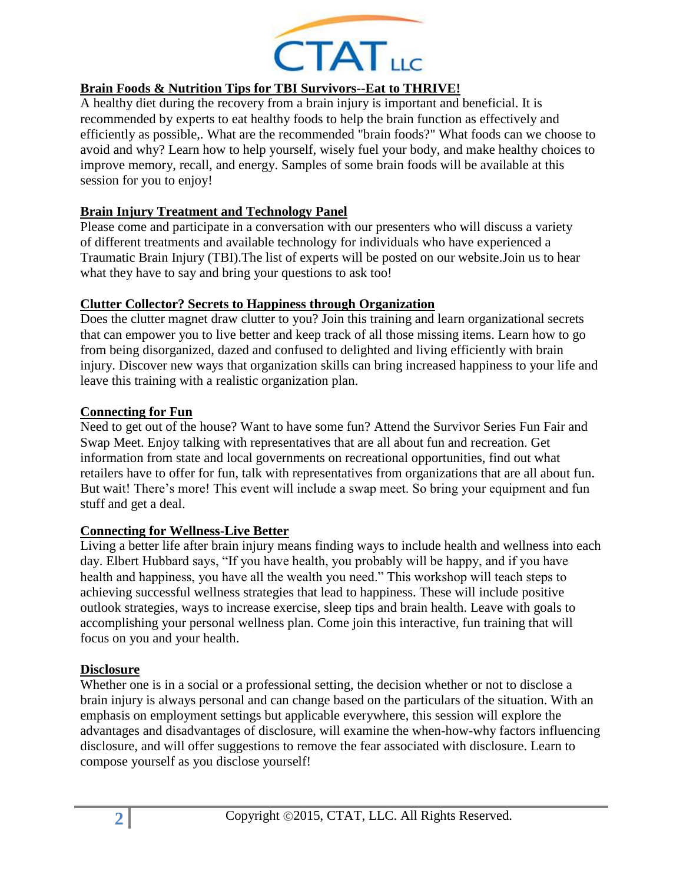**Brain Foods & Nutrition Tips for TBI Survivors--Eat to THRIVE!**

A healthy diet during the recovery from a brain injury is important and beneficial. It is recommended by experts to eat healthy foods to help the brain function as effectively and efficiently as possible,. What are the recommended "brain foods?" What foods can we choose to avoid and why? Learn how to help yourself, wisely fuel your body, and make healthy choices to improve memory, recall, and energy. Samples of some brain foods will be available at this session for you to enjoy!

**Brain Injury Treatment and Technology Panel**

Please come and participate in a conversation with our presenters who will discuss a variety of different treatments and available technology for individuals who have experienced a Traumatic Brain Injury (TBI).The list of experts will be posted on our website.Join us to hear what they have to say and bring your questions to ask too!

**Clutter Collector? Secrets to Happiness through Organization**

Does the clutter magnet draw clutter to you? Join this training and learn organizational secrets that can empower you to live better and keep track of all those missing items. Learn how to go from being disorganized, dazed and confused to delighted and living efficiently with brain injury. Discover new ways that organization skills can bring increased happiness to your life and leave this training with a realistic organization plan.

**Connecting for Fun**

Need to get out of the house? Want to have some fun? Attend the Survivor Series Fun Fair and Swap Meet. Enjoy talking with representatives that are all about fun and recreation. Get information from state and local governments on recreational opportunities, find out what retailers have to offer for fun, talk with representatives from organizations that are all about fun. But wait! There's more! This event will include a swap meet. So bring your equipment and fun stuff and get a deal.

**Connecting for Wellness-Live Better**

Living a better life after brain injury means finding ways to include health and wellness into each day. Elbert Hubbard says, "If you have health, you probably will be happy, and if you have health and happiness, you have all the wealth you need." This workshop will teach steps to achieving successful wellness strategies that lead to happiness. These will include positive outlook strategies, ways to increase exercise, sleep tips and brain health. Leave with goals to accomplishing your personal wellness plan. Come join this interactive, fun training that will focus on you and your health.

**Disclosure**

Whether one is in a social or a professional setting, the decision whether or not to disclose a brain injury is always personal and can change based on the particulars of the situation. With an emphasis on employment settings but applicable everywhere, this session will explore the advantages and disadvantages of disclosure, will examine the when-how-why factors influencing disclosure, and will offer suggestions to remove the fear associated with disclosure. Learn to compose yourself as you disclose yourself!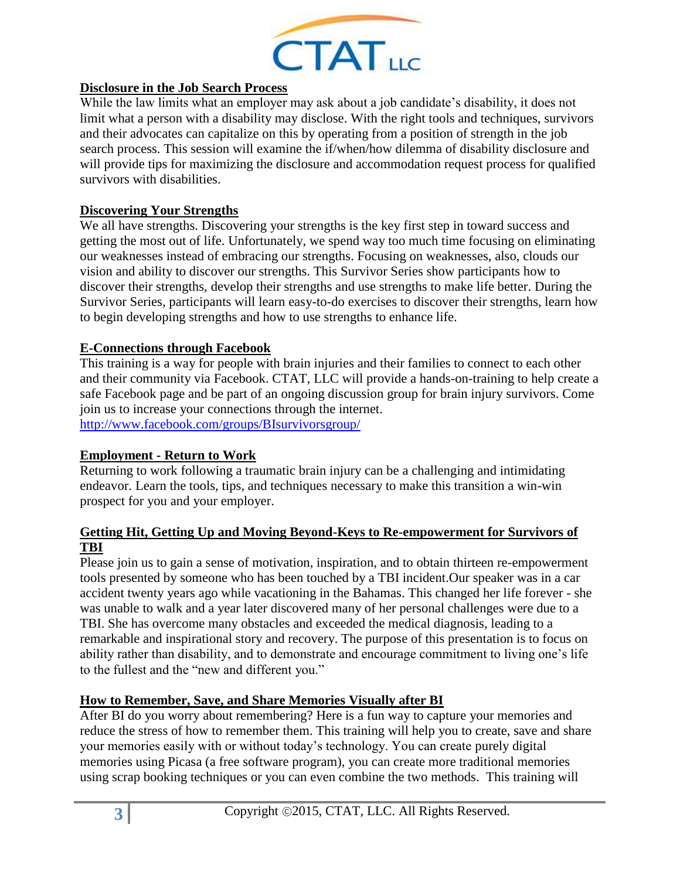## Disclosure in the Job Search Process

While the law limits what an employer may ask about a job candidate's disability, it does not limit what a person with a disability may disclose. With the right tools and techniques, survivors and their advocates can capitalize on this by operating from a position of strength in the job search process. This session will examine the if/when/how dilemma of disability disclosure and will provide tips for maximizing the disclosure and accommodation request process for qualified survivors with disabilities.

## Discovering Your Strengths

We all have strengths. Discovering your strengths is the key first step in toward success and getting the most out of life. Unfortunately, we spend way too much time focusing on eliminating our weaknesses instead of embracing our strengths. Focusing on weaknesses, also, clouds our vision and ability to discover our strengths. This Survivor Series show participants how to discover their strengths, develop their strengths and use strengths to make life better. During the Survivor Series, participants will learn easy-to-do exercises to discover their strengths, learn how to begin developing strengths and how to use strengths to enhance life.

## E-Connections through Facebook

This training is a way for people with brain injuries and their families to connect to each other and their community via Facebook. CTAT, LLC will provide a hands-on-training to help create a safe Facebook page and be part of an ongoing discussion group for brain injury survivors. Come join us to increase your connections through the internet.
http://www.facebook.com/groups/BIsurvivorsgroup/

## Employment - Return to Work

Returning to work following a traumatic brain injury can be a challenging and intimidating endeavor. Learn the tools, tips, and techniques necessary to make this transition a win-win prospect for you and your employer.

## Getting Hit, Getting Up and Moving Beyond-Keys to Re-empowerment for Survivors of TBI

Please join us to gain a sense of motivation, inspiration, and to obtain thirteen re-empowerment tools presented by someone who has been touched by a TBI incident.Our speaker was in a car accident twenty years ago while vacationing in the Bahamas. This changed her life forever - she was unable to walk and a year later discovered many of her personal challenges were due to a TBI. She has overcome many obstacles and exceeded the medical diagnosis, leading to a remarkable and inspirational story and recovery. The purpose of this presentation is to focus on ability rather than disability, and to demonstrate and encourage commitment to living one's life to the fullest and the "new and different you."

## How to Remember, Save, and Share Memories Visually after BI

After BI do you worry about remembering? Here is a fun way to capture your memories and reduce the stress of how to remember them. This training will help you to create, save and share your memories easily with or without today's technology. You can create purely digital memories using Picasa (a free software program), you can create more traditional memories using scrap booking techniques or you can even combine the two methods. This training will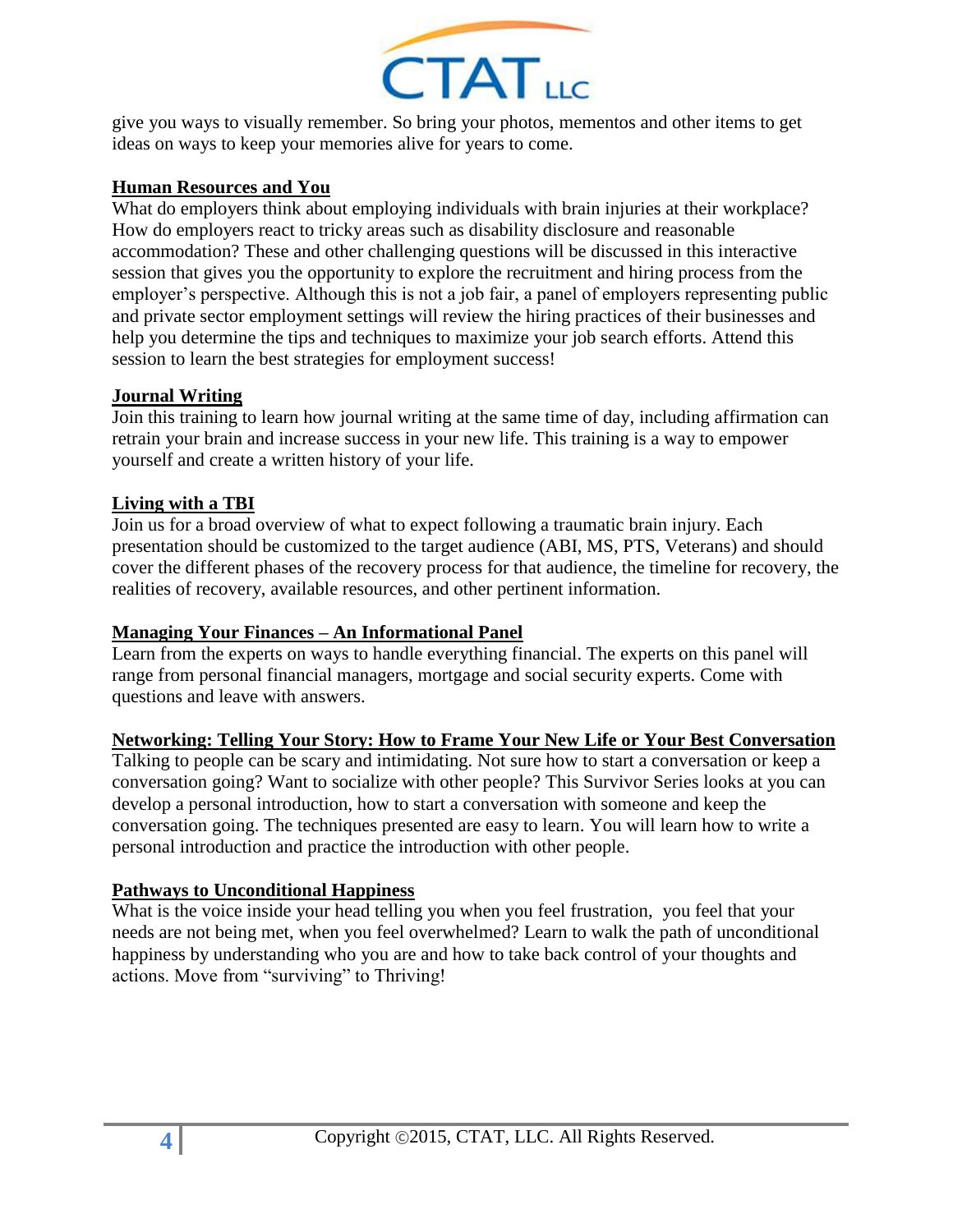give you ways to visually remember. So bring your photos, mementos and other items to get ideas on ways to keep your memories alive for years to come.

**Human Resources and You**

What do employers think about employing individuals with brain injuries at their workplace? How do employers react to tricky areas such as disability disclosure and reasonable accommodation? These and other challenging questions will be discussed in this interactive session that gives you the opportunity to explore the recruitment and hiring process from the employer's perspective. Although this is not a job fair, a panel of employers representing public and private sector employment settings will review the hiring practices of their businesses and help you determine the tips and techniques to maximize your job search efforts. Attend this session to learn the best strategies for employment success!

**Journal Writing**

Join this training to learn how journal writing at the same time of day, including affirmation can retrain your brain and increase success in your new life. This training is a way to empower yourself and create a written history of your life.

**Living with a TBI**

Join us for a broad overview of what to expect following a traumatic brain injury. Each presentation should be customized to the target audience (ABI, MS, PTS, Veterans) and should cover the different phases of the recovery process for that audience, the timeline for recovery, the realities of recovery, available resources, and other pertinent information.

**Managing Your Finances – An Informational Panel**

Learn from the experts on ways to handle everything financial. The experts on this panel will range from personal financial managers, mortgage and social security experts. Come with questions and leave with answers.

**Networking: Telling Your Story: How to Frame Your New Life or Your Best Conversation**

Talking to people can be scary and intimidating. Not sure how to start a conversation or keep a conversation going? Want to socialize with other people? This Survivor Series looks at you can develop a personal introduction, how to start a conversation with someone and keep the conversation going. The techniques presented are easy to learn. You will learn how to write a personal introduction and practice the introduction with other people.

**Pathways to Unconditional Happiness**

What is the voice inside your head telling you when you feel frustration, you feel that your needs are not being met, when you feel overwhelmed? Learn to walk the path of unconditional happiness by understanding who you are and how to take back control of your thoughts and actions. Move from "surviving" to Thriving!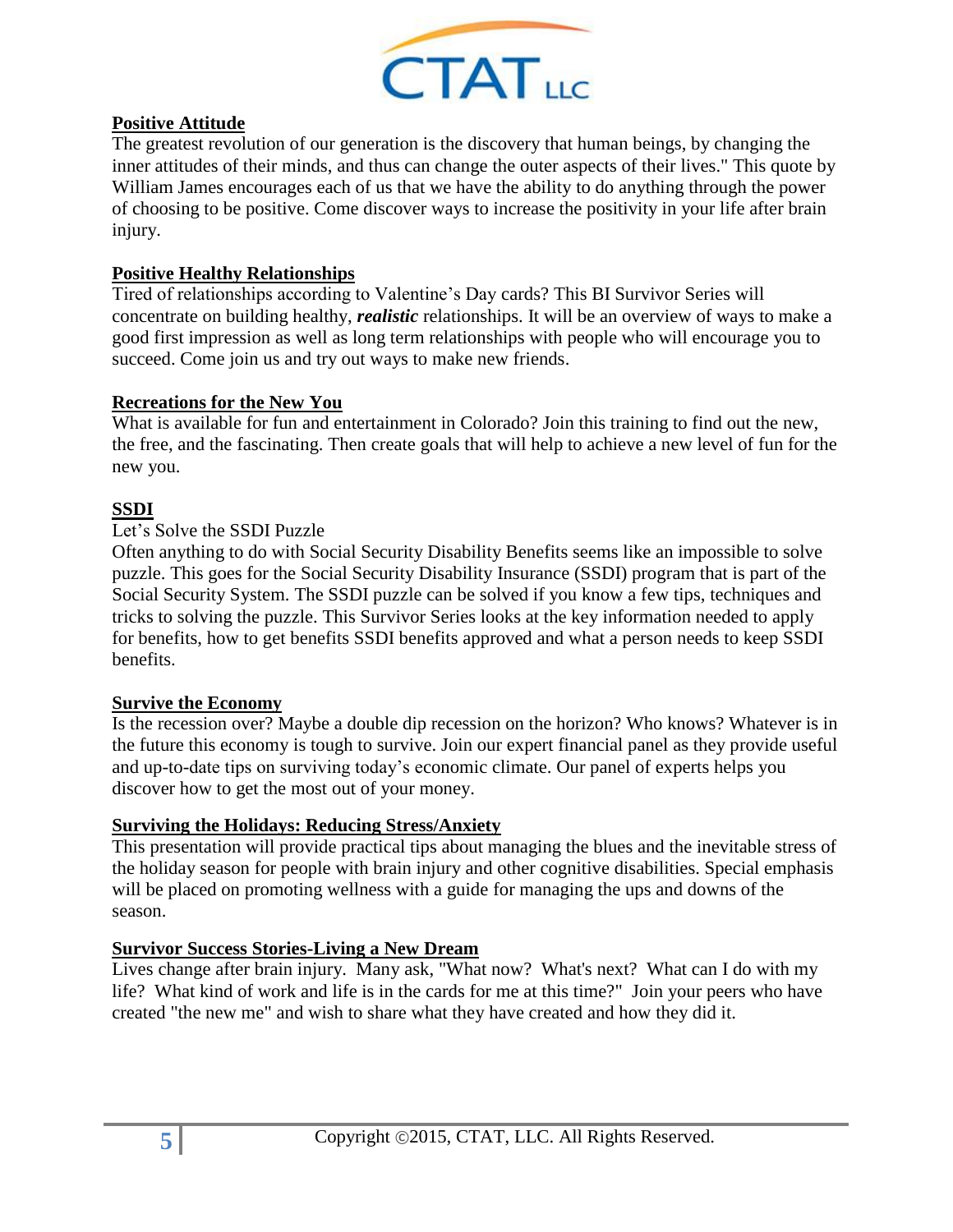## Positive Attitude

The greatest revolution of our generation is the discovery that human beings, by changing the inner attitudes of their minds, and thus can change the outer aspects of their lives." This quote by William James encourages each of us that we have the ability to do anything through the power of choosing to be positive. Come discover ways to increase the positivity in your life after brain injury.

## Positive Healthy Relationships

Tired of relationships according to Valentine's Day cards? This BI Survivor Series will concentrate on building healthy, ***realistic*** relationships. It will be an overview of ways to make a good first impression as well as long term relationships with people who will encourage you to succeed. Come join us and try out ways to make new friends.

## Recreations for the New You

What is available for fun and entertainment in Colorado? Join this training to find out the new, the free, and the fascinating. Then create goals that will help to achieve a new level of fun for the new you.

## SSDI

Let's Solve the SSDI Puzzle

Often anything to do with Social Security Disability Benefits seems like an impossible to solve puzzle. This goes for the Social Security Disability Insurance (SSDI) program that is part of the Social Security System. The SSDI puzzle can be solved if you know a few tips, techniques and tricks to solving the puzzle. This Survivor Series looks at the key information needed to apply for benefits, how to get benefits SSDI benefits approved and what a person needs to keep SSDI benefits.

## Survive the Economy

Is the recession over? Maybe a double dip recession on the horizon? Who knows? Whatever is in the future this economy is tough to survive. Join our expert financial panel as they provide useful and up-to-date tips on surviving today's economic climate. Our panel of experts helps you discover how to get the most out of your money.

## Surviving the Holidays: Reducing Stress/Anxiety

This presentation will provide practical tips about managing the blues and the inevitable stress of the holiday season for people with brain injury and other cognitive disabilities. Special emphasis will be placed on promoting wellness with a guide for managing the ups and downs of the season.

## Survivor Success Stories-Living a New Dream

Lives change after brain injury. Many ask, "What now? What's next? What can I do with my life? What kind of work and life is in the cards for me at this time?" Join your peers who have created "the new me" and wish to share what they have created and how they did it.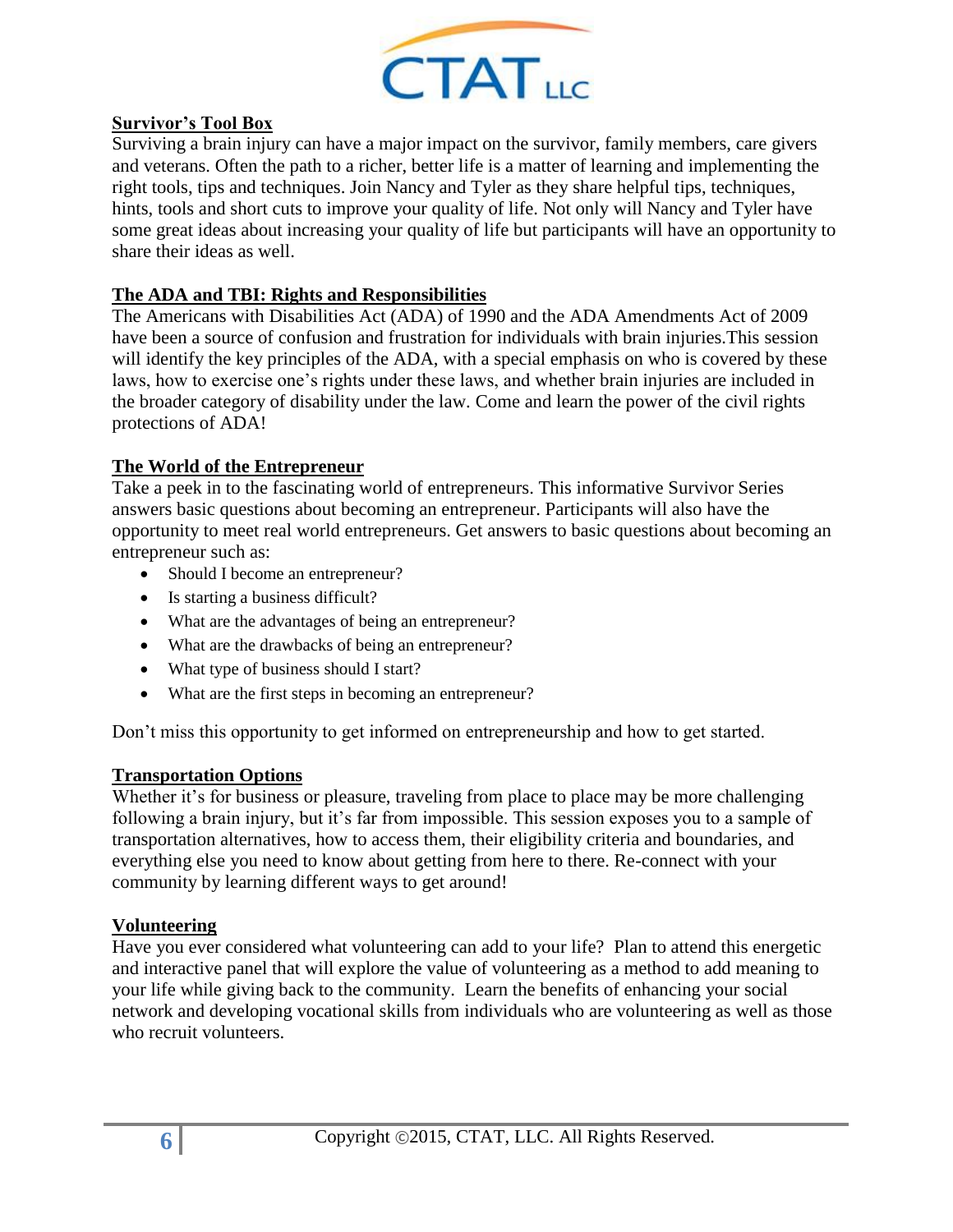## Survivor's Tool Box

Surviving a brain injury can have a major impact on the survivor, family members, care givers and veterans. Often the path to a richer, better life is a matter of learning and implementing the right tools, tips and techniques. Join Nancy and Tyler as they share helpful tips, techniques, hints, tools and short cuts to improve your quality of life. Not only will Nancy and Tyler have some great ideas about increasing your quality of life but participants will have an opportunity to share their ideas as well.

## The ADA and TBI: Rights and Responsibilities

The Americans with Disabilities Act (ADA) of 1990 and the ADA Amendments Act of 2009 have been a source of confusion and frustration for individuals with brain injuries.This session will identify the key principles of the ADA, with a special emphasis on who is covered by these laws, how to exercise one's rights under these laws, and whether brain injuries are included in the broader category of disability under the law. Come and learn the power of the civil rights protections of ADA!

## The World of the Entrepreneur

Take a peek in to the fascinating world of entrepreneurs. This informative Survivor Series answers basic questions about becoming an entrepreneur. Participants will also have the opportunity to meet real world entrepreneurs. Get answers to basic questions about becoming an entrepreneur such as:

- Should I become an entrepreneur?
- Is starting a business difficult?
- What are the advantages of being an entrepreneur?
- What are the drawbacks of being an entrepreneur?
- What type of business should I start?
- What are the first steps in becoming an entrepreneur?

Don't miss this opportunity to get informed on entrepreneurship and how to get started.

## Transportation Options

Whether it's for business or pleasure, traveling from place to place may be more challenging following a brain injury, but it's far from impossible. This session exposes you to a sample of transportation alternatives, how to access them, their eligibility criteria and boundaries, and everything else you need to know about getting from here to there. Re-connect with your community by learning different ways to get around!

## Volunteering

Have you ever considered what volunteering can add to your life? Plan to attend this energetic and interactive panel that will explore the value of volunteering as a method to add meaning to your life while giving back to the community. Learn the benefits of enhancing your social network and developing vocational skills from individuals who are volunteering as well as those who recruit volunteers.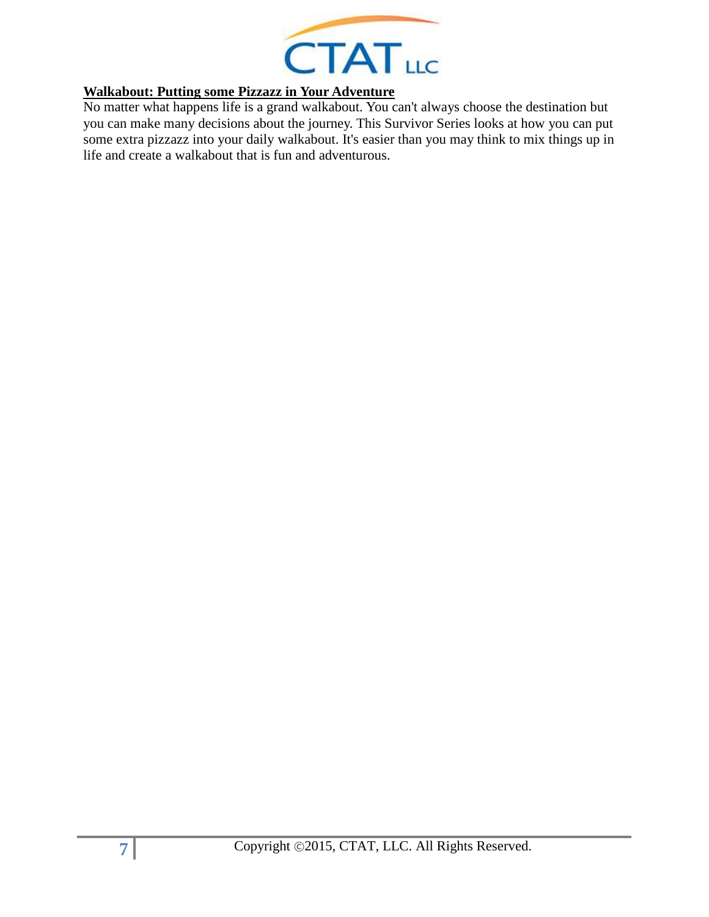**Walkabout: Putting some Pizzazz in Your Adventure**

No matter what happens life is a grand walkabout. You can't always choose the destination but you can make many decisions about the journey. This Survivor Series looks at how you can put some extra pizzazz into your daily walkabout. It's easier than you may think to mix things up in life and create a walkabout that is fun and adventurous.